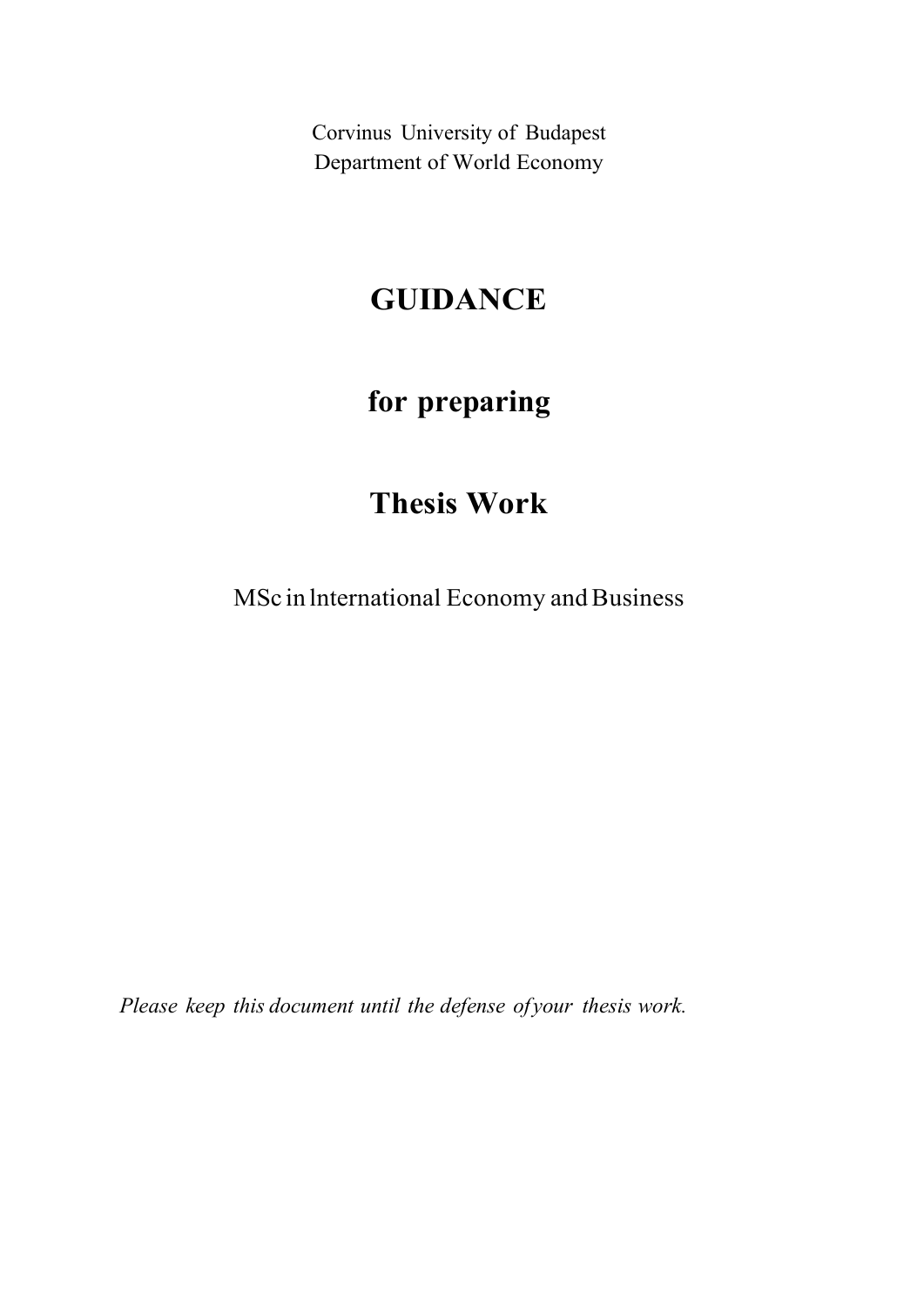Corvinus University of Budapest
Department of World Economy

# GUIDANCE

# for preparing

# Thesis Work

MSc in International Economy and Business

*Please keep this document until the defense of your thesis work.*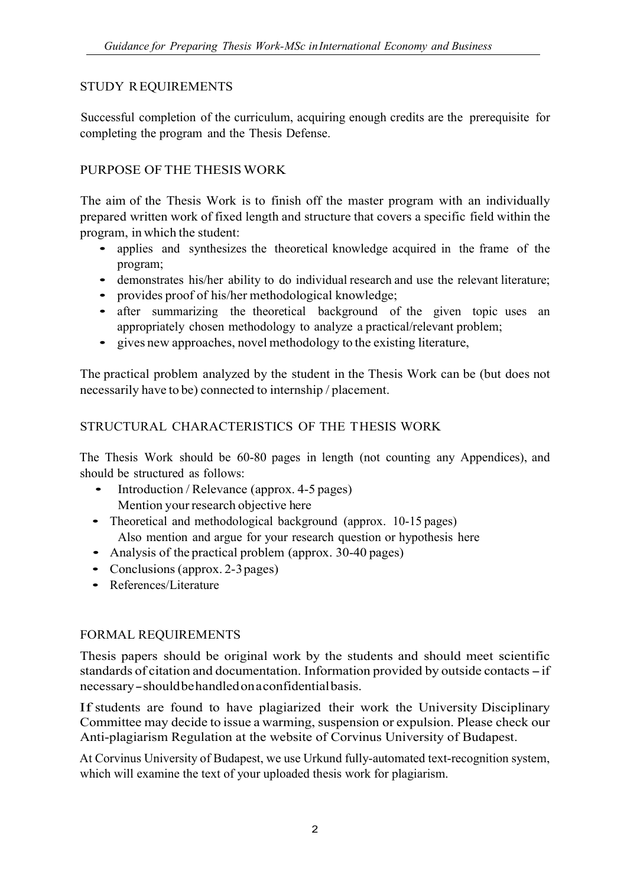## STUDY REQUIREMENTS

Successful completion of the curriculum, acquiring enough credits are the prerequisite for completing the program and the Thesis Defense.

## PURPOSE OF THE THESIS WORK

The aim of the Thesis Work is to finish off the master program with an individually prepared written work of fixed length and structure that covers a specific field within the program, in which the student:

- applies and synthesizes the theoretical knowledge acquired in the frame of the program;
- demonstrates his/her ability to do individual research and use the relevant literature;
- provides proof of his/her methodological knowledge;
- after summarizing the theoretical background of the given topic uses an appropriately chosen methodology to analyze a practical/relevant problem;
- gives new approaches, novel methodology to the existing literature,

The practical problem analyzed by the student in the Thesis Work can be (but does not necessarily have to be) connected to internship / placement.

## STRUCTURAL CHARACTERISTICS OF THE THESIS WORK

The Thesis Work should be 60-80 pages in length (not counting any Appendices), and should be structured as follows:

- Introduction / Relevance (approx. 4-5 pages)
  Mention your research objective here
- Theoretical and methodological background (approx. 10-15 pages)
  Also mention and argue for your research question or hypothesis here
- Analysis of the practical problem (approx. 30-40 pages)
- Conclusions (approx. 2-3 pages)
- References/Literature

## FORMAL REQUIREMENTS

Thesis papers should be original work by the students and should meet scientific standards of citation and documentation. Information provided by outside contacts – if necessary – should be handled on a confidential basis.

If students are found to have plagiarized their work the University Disciplinary Committee may decide to issue a warming, suspension or expulsion. Please check our Anti-plagiarism Regulation at the website of Corvinus University of Budapest.

At Corvinus University of Budapest, we use Urkund fully-automated text-recognition system, which will examine the text of your uploaded thesis work for plagiarism.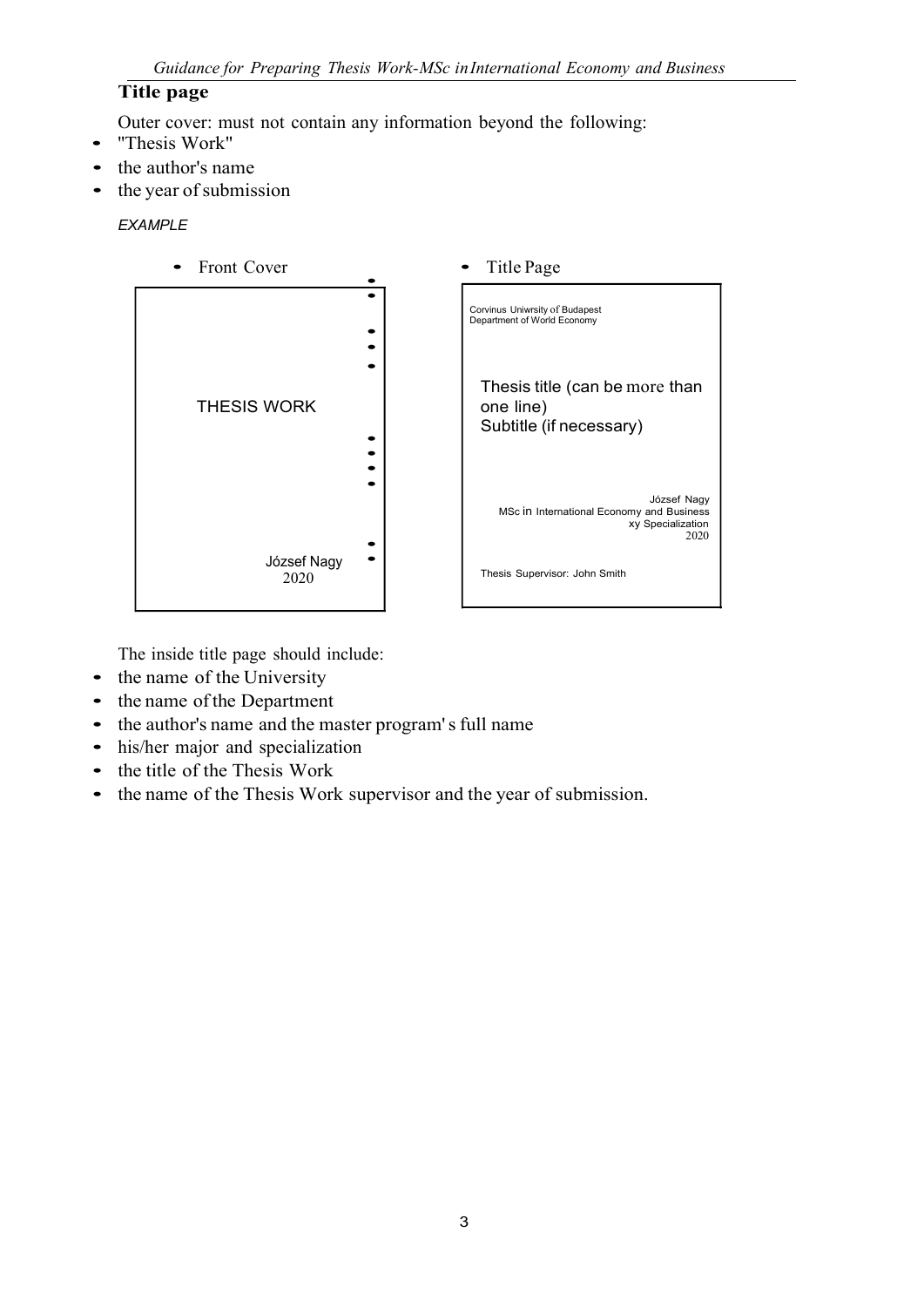## Title page

Outer cover: must not contain any information beyond the following:

- "Thesis Work"
- the author's name
- the year of submission

*EXAMPLE*

- Front Cover

THESIS WORK

József Nagy
2020

- Title Page

Corvinus Uniwrsity of Budapest
Department of World Economy

Thesis title (can be more than one line)
Subtitle (if necessary)

József Nagy
MSc in International Economy and Business
xy Specialization
2020

Thesis Supervisor: John Smith

The inside title page should include:

- the name of the University
- the name of the Department
- the author's name and the master program's full name
- his/her major and specialization
- the title of the Thesis Work
- the name of the Thesis Work supervisor and the year of submission.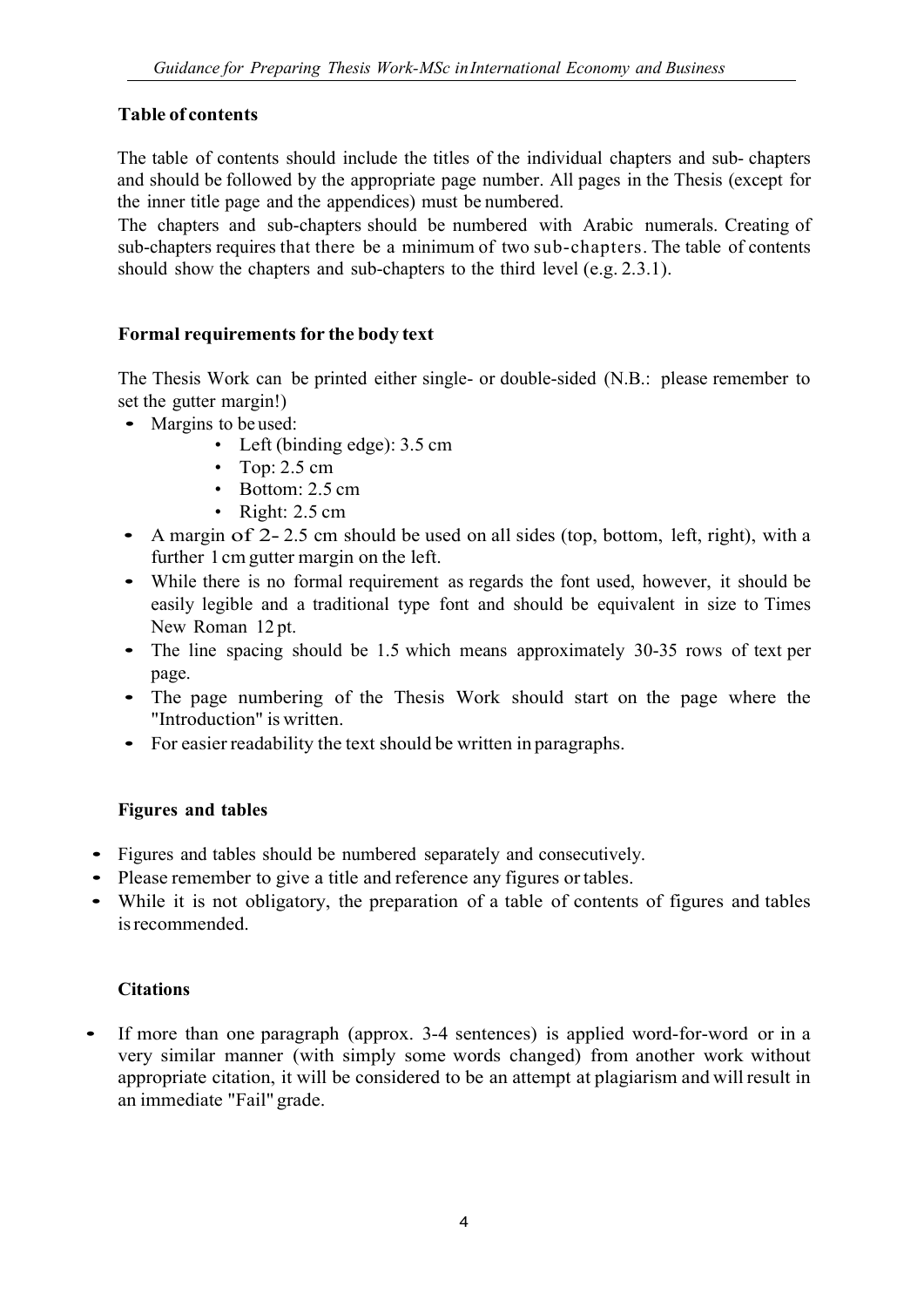### Table of contents

The table of contents should include the titles of the individual chapters and sub- chapters and should be followed by the appropriate page number. All pages in the Thesis (except for the inner title page and the appendices) must be numbered.
The chapters and sub-chapters should be numbered with Arabic numerals. Creating of sub-chapters requires that there be a minimum of two sub-chapters. The table of contents should show the chapters and sub-chapters to the third level (e.g. 2.3.1).

### Formal requirements for the body text

The Thesis Work can be printed either single- or double-sided (N.B.: please remember to set the gutter margin!)

- Margins to be used:
  - Left (binding edge): 3.5 cm
  - Top: 2.5 cm
  - Bottom: 2.5 cm
  - Right: 2.5 cm
- A margin of 2- 2.5 cm should be used on all sides (top, bottom, left, right), with a further 1 cm gutter margin on the left.
- While there is no formal requirement as regards the font used, however, it should be easily legible and a traditional type font and should be equivalent in size to Times New Roman 12 pt.
- The line spacing should be 1.5 which means approximately 30-35 rows of text per page.
- The page numbering of the Thesis Work should start on the page where the "Introduction" is written.
- For easier readability the text should be written in paragraphs.

### Figures and tables

- Figures and tables should be numbered separately and consecutively.
- Please remember to give a title and reference any figures or tables.
- While it is not obligatory, the preparation of a table of contents of figures and tables is recommended.

### Citations

- If more than one paragraph (approx. 3-4 sentences) is applied word-for-word or in a very similar manner (with simply some words changed) from another work without appropriate citation, it will be considered to be an attempt at plagiarism and will result in an immediate "Fail" grade.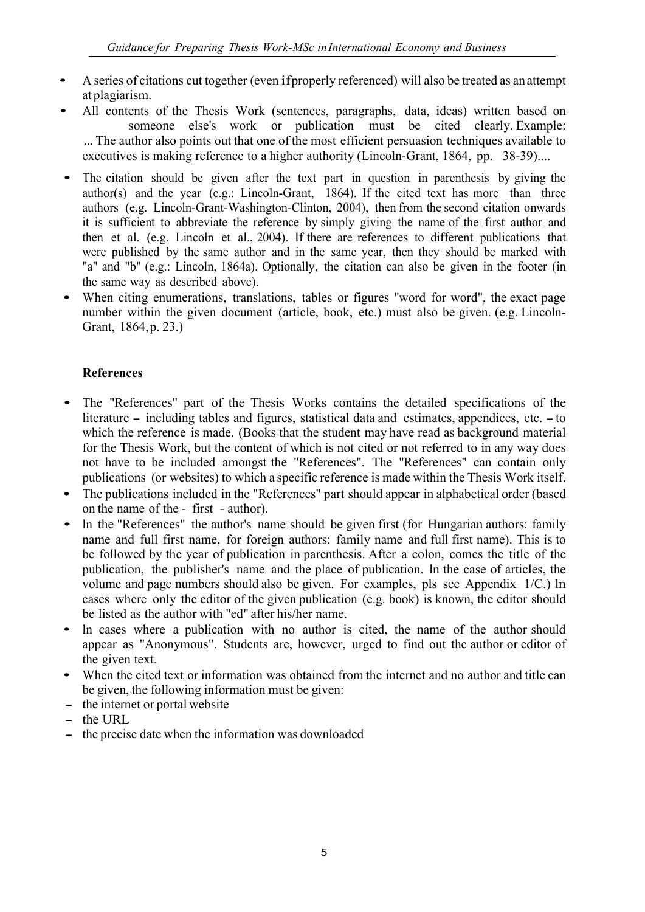- A series of citations cut together (even if properly referenced) will also be treated as an attempt at plagiarism.
- All contents of the Thesis Work (sentences, paragraphs, data, ideas) written based on someone else's work or publication must be cited clearly. Example: ... The author also points out that one of the most efficient persuasion techniques available to executives is making reference to a higher authority (Lincoln-Grant, 1864, pp. 38-39)....
- The citation should be given after the text part in question in parenthesis by giving the author(s) and the year (e.g.: Lincoln-Grant, 1864). If the cited text has more than three authors (e.g. Lincoln-Grant-Washington-Clinton, 2004), then from the second citation onwards it is sufficient to abbreviate the reference by simply giving the name of the first author and then et al. (e.g. Lincoln et al., 2004). If there are references to different publications that were published by the same author and in the same year, then they should be marked with "a" and "b" (e.g.: Lincoln, 1864a). Optionally, the citation can also be given in the footer (in the same way as described above).
- When citing enumerations, translations, tables or figures "word for word", the exact page number within the given document (article, book, etc.) must also be given. (e.g. Lincoln-Grant, 1864, p. 23.)

**References**

- The "References" part of the Thesis Works contains the detailed specifications of the literature – including tables and figures, statistical data and estimates, appendices, etc. – to which the reference is made. (Books that the student may have read as background material for the Thesis Work, but the content of which is not cited or not referred to in any way does not have to be included amongst the "References". The "References" can contain only publications (or websites) to which a specific reference is made within the Thesis Work itself.
- The publications included in the "References" part should appear in alphabetical order (based on the name of the - first - author).
- ln the "References" the author's name should be given first (for Hungarian authors: family name and full first name, for foreign authors: family name and full first name). This is to be followed by the year of publication in parenthesis. After a colon, comes the title of the publication, the publisher's name and the place of publication. ln the case of articles, the volume and page numbers should also be given. For examples, pls see Appendix 1/C.) ln cases where only the editor of the given publication (e.g. book) is known, the editor should be listed as the author with "ed" after his/her name.
- ln cases where a publication with no author is cited, the name of the author should appear as "Anonymous". Students are, however, urged to find out the author or editor of the given text.
- When the cited text or information was obtained from the internet and no author and title can be given, the following information must be given:

– the internet or portal website
– the URL
– the precise date when the information was downloaded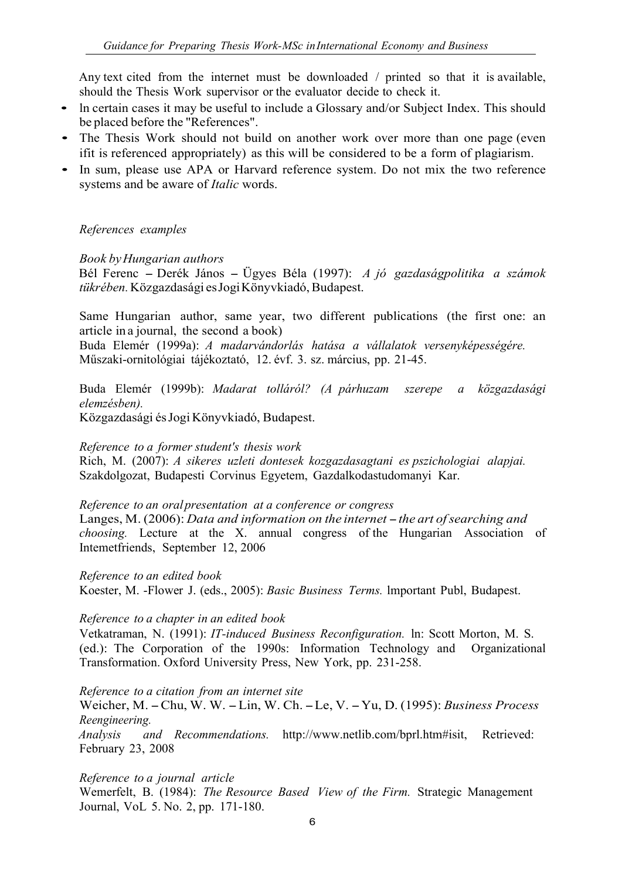Any text cited from the internet must be downloaded / printed so that it is available, should the Thesis Work supervisor or the evaluator decide to check it.

- ln certain cases it may be useful to include a Glossary and/or Subject Index. This should be placed before the "References".
- The Thesis Work should not build on another work over more than one page (even ifit is referenced appropriately) as this will be considered to be a form of plagiarism.
- In sum, please use APA or Harvard reference system. Do not mix the two reference systems and be aware of *Italic* words.

*References examples*

*Book by Hungarian authors*
Bél Ferenc – Derék János – Ügyes Béla (1997): *A jó gazdaságpolitika a számok tükrében.* Közgazdasági es Jogi Könyvkiadó, Budapest.

Same Hungarian author, same year, two different publications (the first one: an article in a journal, the second a book)
Buda Elemér (1999a): *A madarvándorlás hatása a vállalatok versenyképességére.* Műszaki-ornitológiai tájékoztató, 12. évf. 3. sz. március, pp. 21-45.

Buda Elemér (1999b): *Madarat tolláról? (A párhuzam szerepe a közgazdasági elemzésben).*
Közgazdasági és Jogi Könyvkiadó, Budapest.

*Reference to a former student's thesis work*
Rich, M. (2007): *A sikeres uzleti dontesek kozgazdasagtani es pszichologiai alapjai.* Szakdolgozat, Budapesti Corvinus Egyetem, Gazdalkodastudomanyi Kar.

*Reference to an oral presentation at a conference or congress*
Langes, M. (2006): *Data and information on the internet – the art of searching and choosing.* Lecture at the X. annual congress of the Hungarian Association of Intemetfriends, September 12, 2006

*Reference to an edited book*
Koester, M. -Flower J. (eds., 2005): *Basic Business Terms.* lmportant Publ, Budapest.

*Reference to a chapter in an edited book*
Vetkatraman, N. (1991): *IT-induced Business Reconfiguration.* ln: Scott Morton, M. S. (ed.): The Corporation of the 1990s: Information Technology and Organizational Transformation. Oxford University Press, New York, pp. 231-258.

*Reference to a citation from an internet site*
Weicher, M. – Chu, W. W. – Lin, W. Ch. – Le, V. – Yu, D. (1995): *Business Process Reengineering.*
*Analysis and Recommendations.* http://www.netlib.com/bprl.htm#isit, Retrieved: February 23, 2008

*Reference to a journal article*
Wemerfelt, B. (1984): *The Resource Based View of the Firm.* Strategic Management Journal, VoL 5. No. 2, pp. 171-180.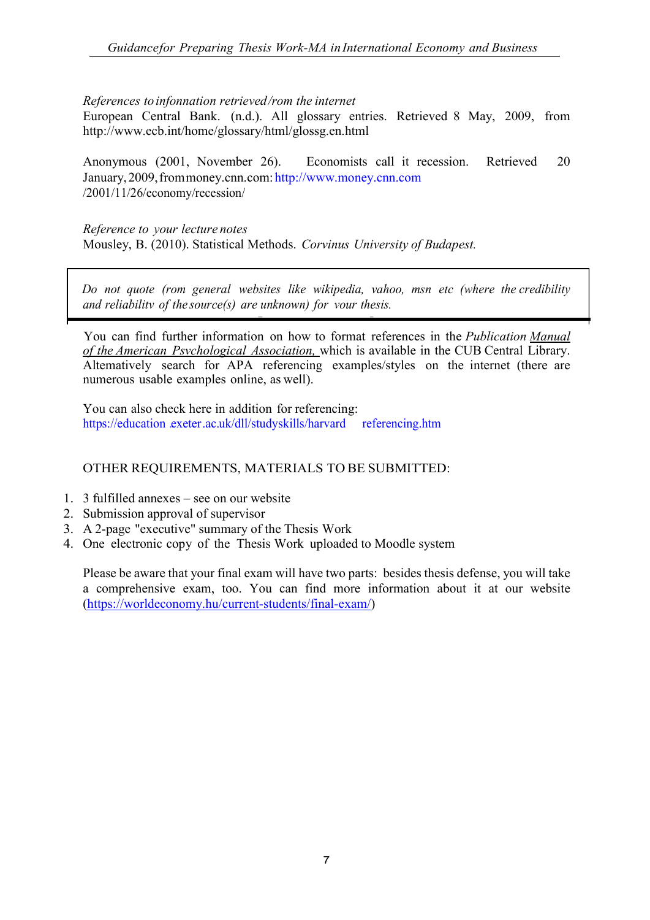*References to infonnation retrieved/rom the internet*

European Central Bank. (n.d.). All glossary entries. Retrieved 8 May, 2009, from http://www.ecb.int/home/glossary/html/glossg.en.html

Anonymous (2001, November 26). Economists call it recession. Retrieved 20 January, 2009, from money.cnn.com: http://www.money.cnn.com /2001/11/26/economy/recession/

*Reference to your lecture notes*

Mousley, B. (2010). Statistical Methods. *Corvinus University of Budapest.*

> *Do not quote (rom general websites like wikipedia, vahoo, msn etc (where the credibility and reliabilitv of the source(s) are unknown) for vour thesis.*

You can find further information on how to format references in the *Publication Manual of the American Psvchological Association,* which is available in the CUB Central Library. Altematively search for APA referencing examples/styles on the internet (there are numerous usable examples online, as well).

You can also check here in addition for referencing:
https://education.exeter.ac.uk/dll/studyskills/harvard referencing.htm

OTHER REQUIREMENTS, MATERIALS TO BE SUBMITTED:

1. 3 fulfilled annexes – see on our website
2. Submission approval of supervisor
3. A 2-page "executive" summary of the Thesis Work
4. One electronic copy of the Thesis Work uploaded to Moodle system

Please be aware that your final exam will have two parts: besides thesis defense, you will take a comprehensive exam, too. You can find more information about it at our website (https://worldeconomy.hu/current-students/final-exam/)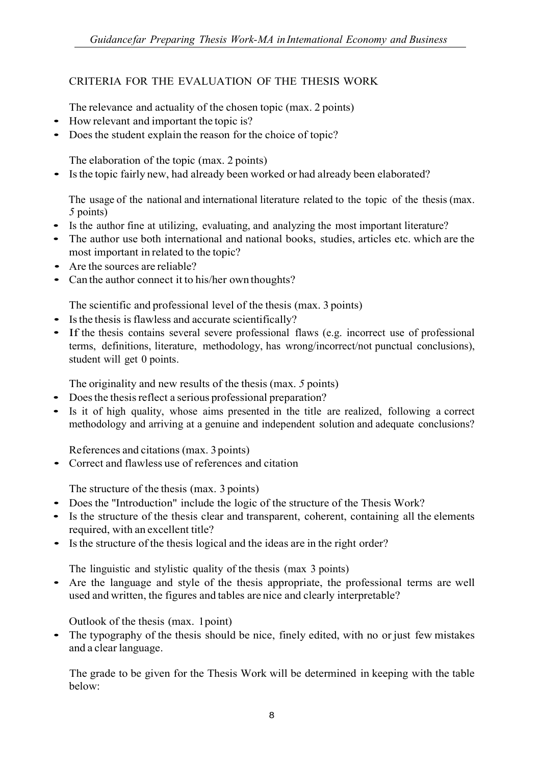## CRITERIA FOR THE EVALUATION OF THE THESIS WORK

The relevance and actuality of the chosen topic (max. 2 points)

- How relevant and important the topic is?
- Does the student explain the reason for the choice of topic?

The elaboration of the topic (max. 2 points)

- Is the topic fairly new, had already been worked or had already been elaborated?

The usage of the national and international literature related to the topic of the thesis (max. 5 points)

- Is the author fine at utilizing, evaluating, and analyzing the most important literature?
- The author use both international and national books, studies, articles etc. which are the most important in related to the topic?
- Are the sources are reliable?
- Can the author connect it to his/her own thoughts?

The scientific and professional level of the thesis (max. 3 points)

- Is the thesis is flawless and accurate scientifically?
- If the thesis contains several severe professional flaws (e.g. incorrect use of professional terms, definitions, literature, methodology, has wrong/incorrect/not punctual conclusions), student will get 0 points.

The originality and new results of the thesis (max. 5 points)

- Does the thesis reflect a serious professional preparation?
- Is it of high quality, whose aims presented in the title are realized, following a correct methodology and arriving at a genuine and independent solution and adequate conclusions?

References and citations (max. 3 points)

- Correct and flawless use of references and citation

The structure of the thesis (max. 3 points)

- Does the "Introduction" include the logic of the structure of the Thesis Work?
- Is the structure of the thesis clear and transparent, coherent, containing all the elements required, with an excellent title?
- Is the structure of the thesis logical and the ideas are in the right order?

The linguistic and stylistic quality of the thesis (max 3 points)

- Are the language and style of the thesis appropriate, the professional terms are well used and written, the figures and tables are nice and clearly interpretable?

Outlook of the thesis (max. 1 point)

- The typography of the thesis should be nice, finely edited, with no or just few mistakes and a clear language.

The grade to be given for the Thesis Work will be determined in keeping with the table below: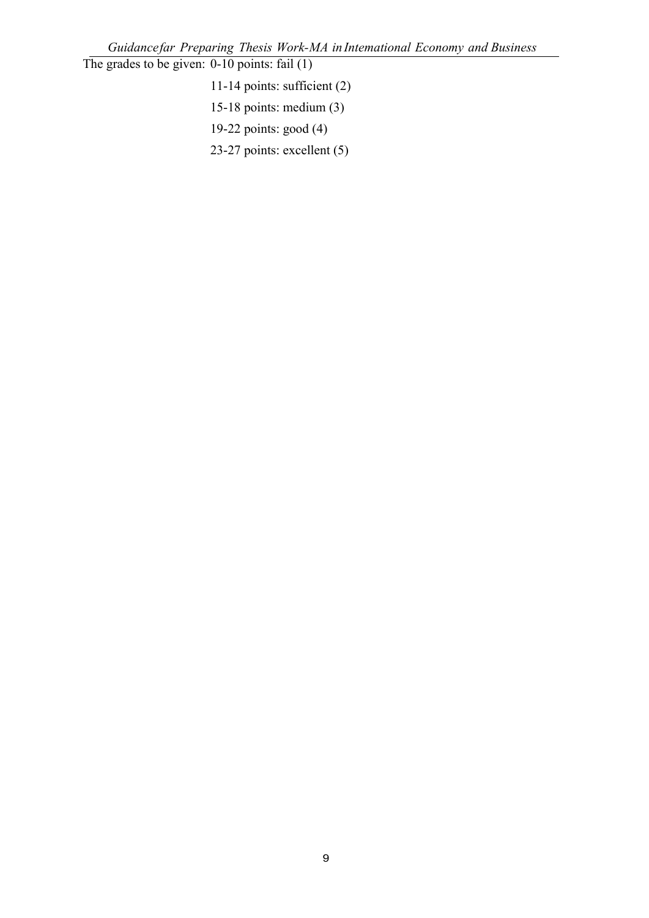The grades to be given: 0-10 points: fail (1)

11-14 points: sufficient (2)

15-18 points: medium (3)

19-22 points: good (4)

23-27 points: excellent (5)